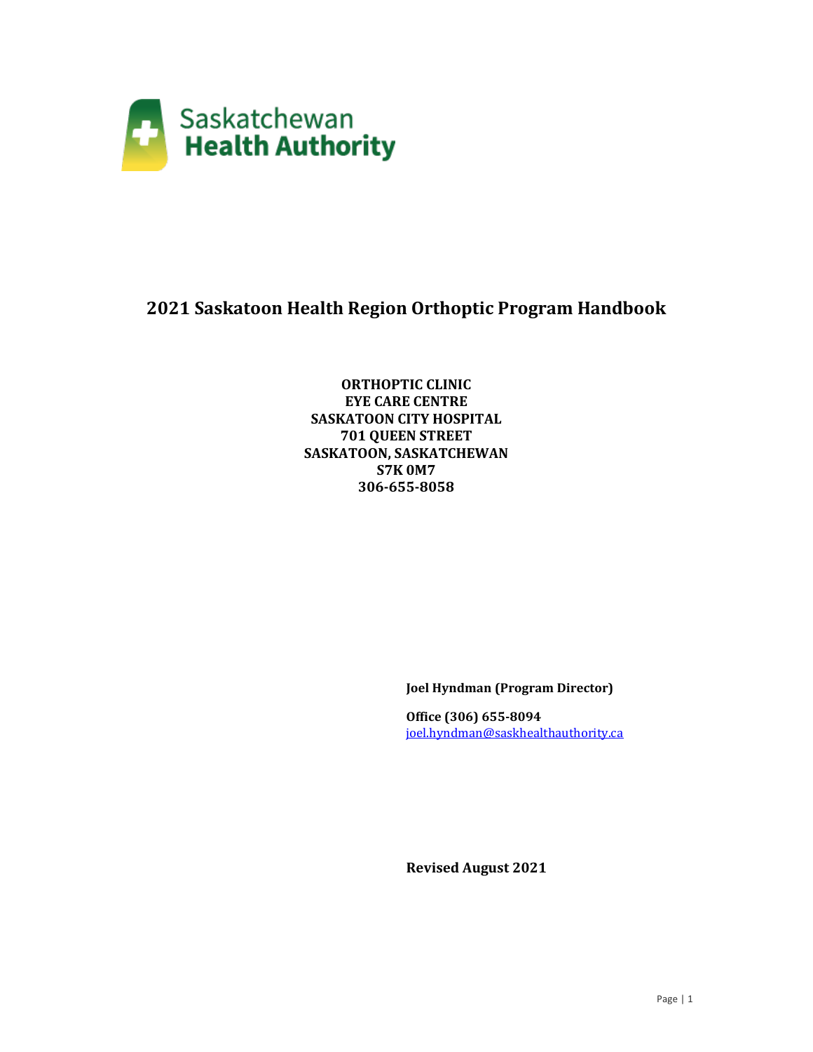Saskatchewan
Health Authority

# 2021 Saskatoon Health Region Orthoptic Program Handbook

**ORTHOPTIC CLINIC**
**EYE CARE CENTRE**
**SASKATOON CITY HOSPITAL**
**701 QUEEN STREET**
**SASKATOON, SASKATCHEWAN**
**S7K 0M7**
**306-655-8058**

**Joel Hyndman (Program Director)**

**Office (306) 655-8094**
joel.hyndman@saskhealthauthority.ca

**Revised August 2021**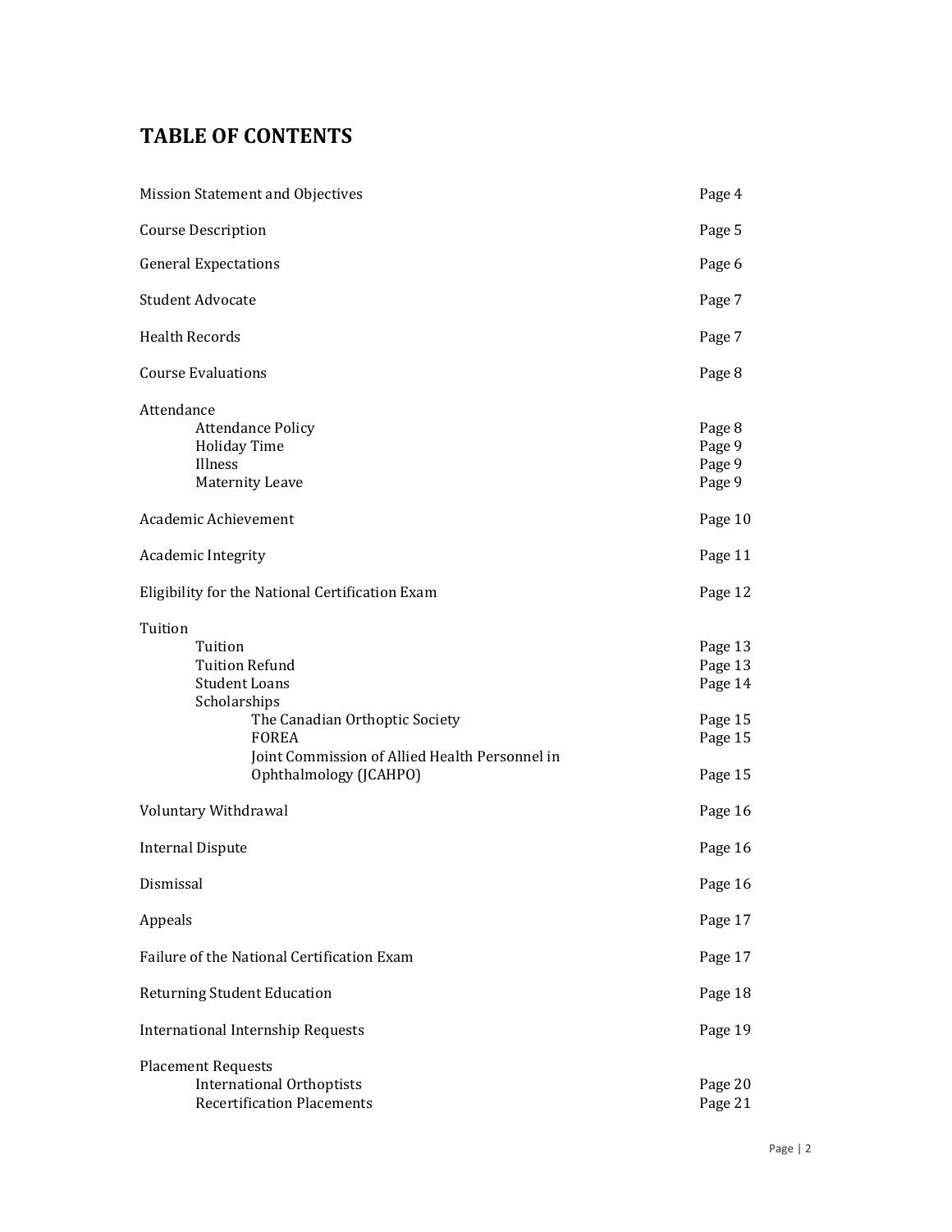## TABLE OF CONTENTS

| | |
|---|---|
| Mission Statement and Objectives | Page 4 |
| Course Description | Page 5 |
| General Expectations | Page 6 |
| Student Advocate | Page 7 |
| Health Records | Page 7 |
| Course Evaluations | Page 8 |
| Attendance | |
| Attendance Policy | Page 8 |
| Holiday Time | Page 9 |
| Illness | Page 9 |
| Maternity Leave | Page 9 |
| Academic Achievement | Page 10 |
| Academic Integrity | Page 11 |
| Eligibility for the National Certification Exam | Page 12 |
| Tuition | |
| Tuition | Page 13 |
| Tuition Refund | Page 13 |
| Student Loans | Page 14 |
| Scholarships | |
| The Canadian Orthoptic Society | Page 15 |
| FOREA | Page 15 |
| Joint Commission of Allied Health Personnel in Ophthalmology (JCAHPO) | Page 15 |
| Voluntary Withdrawal | Page 16 |
| Internal Dispute | Page 16 |
| Dismissal | Page 16 |
| Appeals | Page 17 |
| Failure of the National Certification Exam | Page 17 |
| Returning Student Education | Page 18 |
| International Internship Requests | Page 19 |
| Placement Requests | |
| International Orthoptists | Page 20 |
| Recertification Placements | Page 21 |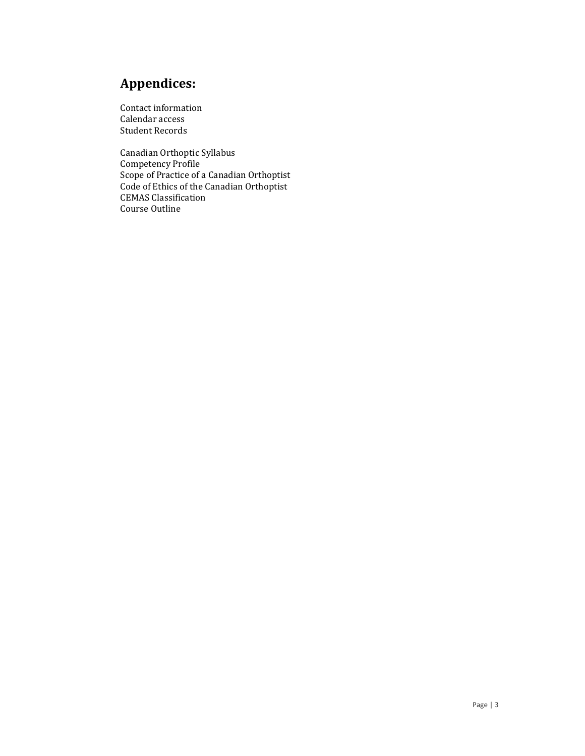## Appendices:

Contact information
Calendar access
Student Records

Canadian Orthoptic Syllabus
Competency Profile
Scope of Practice of a Canadian Orthoptist
Code of Ethics of the Canadian Orthoptist
CEMAS Classification
Course Outline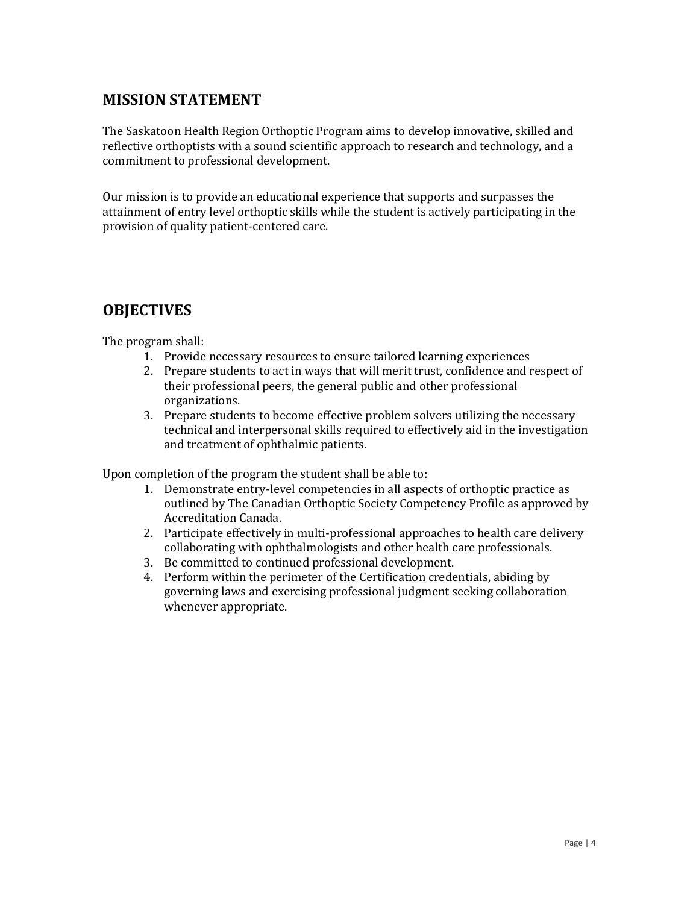## MISSION STATEMENT

The Saskatoon Health Region Orthoptic Program aims to develop innovative, skilled and reflective orthoptists with a sound scientific approach to research and technology, and a commitment to professional development.

Our mission is to provide an educational experience that supports and surpasses the attainment of entry level orthoptic skills while the student is actively participating in the provision of quality patient-centered care.

## OBJECTIVES

The program shall:

1. Provide necessary resources to ensure tailored learning experiences
2. Prepare students to act in ways that will merit trust, confidence and respect of their professional peers, the general public and other professional organizations.
3. Prepare students to become effective problem solvers utilizing the necessary technical and interpersonal skills required to effectively aid in the investigation and treatment of ophthalmic patients.

Upon completion of the program the student shall be able to:

1. Demonstrate entry-level competencies in all aspects of orthoptic practice as outlined by The Canadian Orthoptic Society Competency Profile as approved by Accreditation Canada.
2. Participate effectively in multi-professional approaches to health care delivery collaborating with ophthalmologists and other health care professionals.
3. Be committed to continued professional development.
4. Perform within the perimeter of the Certification credentials, abiding by governing laws and exercising professional judgment seeking collaboration whenever appropriate.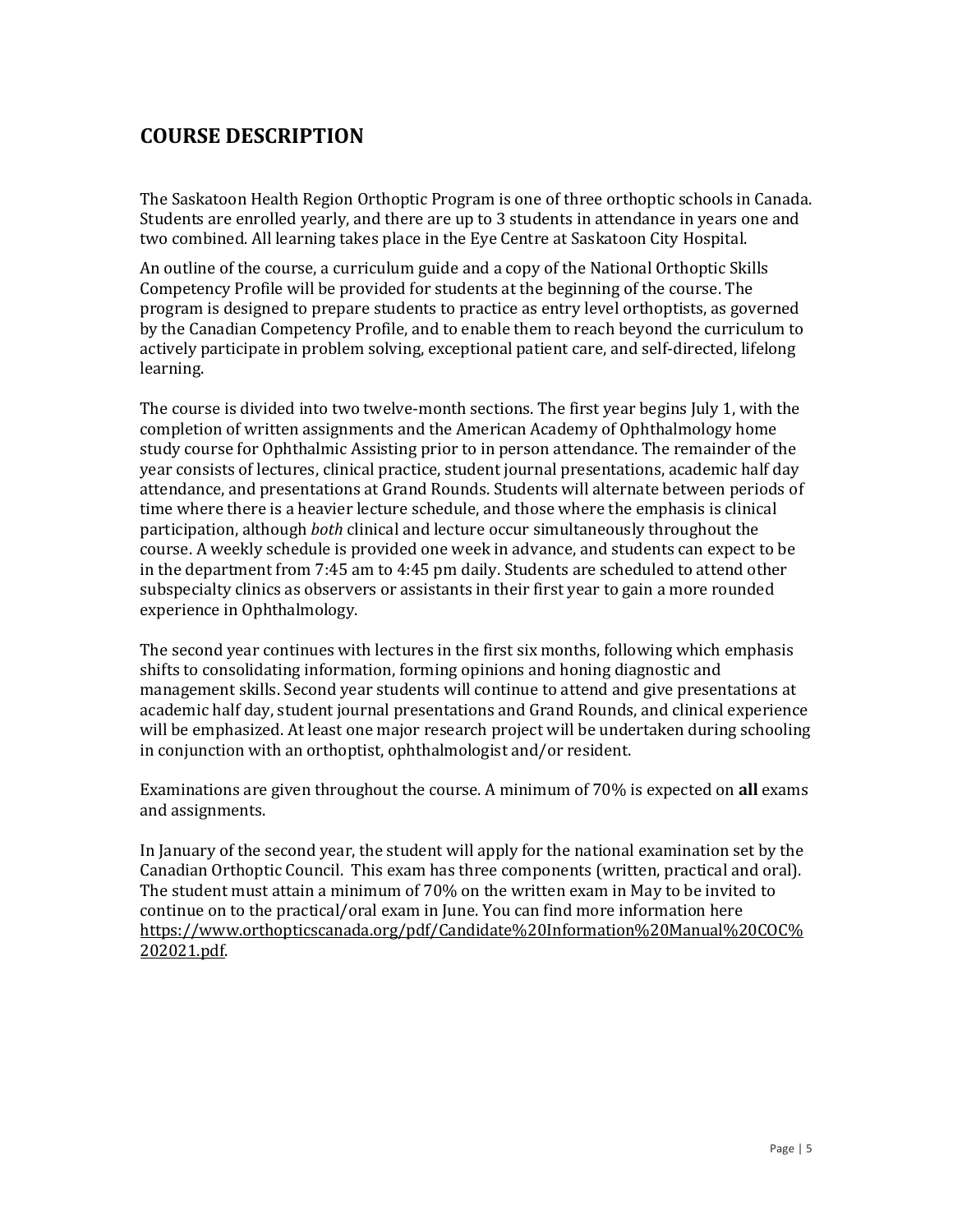## COURSE DESCRIPTION

The Saskatoon Health Region Orthoptic Program is one of three orthoptic schools in Canada. Students are enrolled yearly, and there are up to 3 students in attendance in years one and two combined. All learning takes place in the Eye Centre at Saskatoon City Hospital.

An outline of the course, a curriculum guide and a copy of the National Orthoptic Skills Competency Profile will be provided for students at the beginning of the course. The program is designed to prepare students to practice as entry level orthoptists, as governed by the Canadian Competency Profile, and to enable them to reach beyond the curriculum to actively participate in problem solving, exceptional patient care, and self-directed, lifelong learning.

The course is divided into two twelve-month sections. The first year begins July 1, with the completion of written assignments and the American Academy of Ophthalmology home study course for Ophthalmic Assisting prior to in person attendance. The remainder of the year consists of lectures, clinical practice, student journal presentations, academic half day attendance, and presentations at Grand Rounds. Students will alternate between periods of time where there is a heavier lecture schedule, and those where the emphasis is clinical participation, although *both* clinical and lecture occur simultaneously throughout the course. A weekly schedule is provided one week in advance, and students can expect to be in the department from 7:45 am to 4:45 pm daily. Students are scheduled to attend other subspecialty clinics as observers or assistants in their first year to gain a more rounded experience in Ophthalmology.

The second year continues with lectures in the first six months, following which emphasis shifts to consolidating information, forming opinions and honing diagnostic and management skills. Second year students will continue to attend and give presentations at academic half day, student journal presentations and Grand Rounds, and clinical experience will be emphasized. At least one major research project will be undertaken during schooling in conjunction with an orthoptist, ophthalmologist and/or resident.

Examinations are given throughout the course. A minimum of 70% is expected on **all** exams and assignments.

In January of the second year, the student will apply for the national examination set by the Canadian Orthoptic Council. This exam has three components (written, practical and oral). The student must attain a minimum of 70% on the written exam in May to be invited to continue on to the practical/oral exam in June. You can find more information here https://www.orthopticscanada.org/pdf/Candidate%20Information%20Manual%20COC%202021.pdf.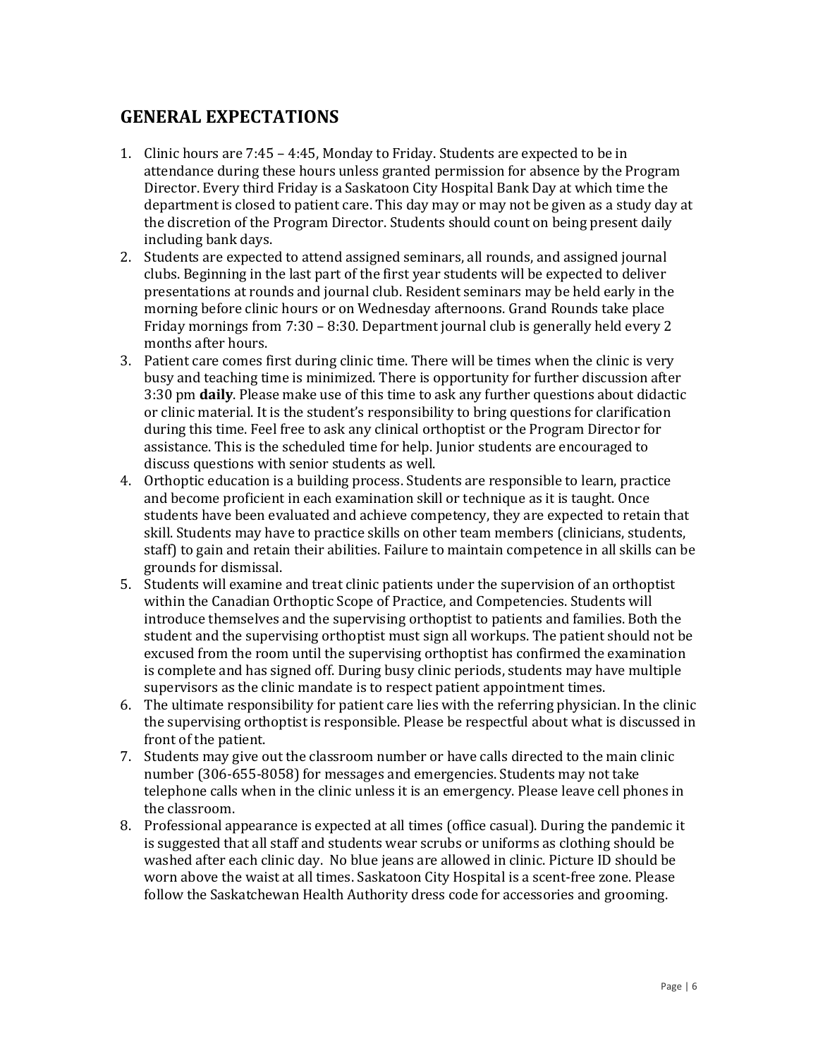## GENERAL EXPECTATIONS

1. Clinic hours are 7:45 – 4:45, Monday to Friday. Students are expected to be in attendance during these hours unless granted permission for absence by the Program Director. Every third Friday is a Saskatoon City Hospital Bank Day at which time the department is closed to patient care. This day may or may not be given as a study day at the discretion of the Program Director. Students should count on being present daily including bank days.
2. Students are expected to attend assigned seminars, all rounds, and assigned journal clubs. Beginning in the last part of the first year students will be expected to deliver presentations at rounds and journal club. Resident seminars may be held early in the morning before clinic hours or on Wednesday afternoons. Grand Rounds take place Friday mornings from 7:30 – 8:30. Department journal club is generally held every 2 months after hours.
3. Patient care comes first during clinic time. There will be times when the clinic is very busy and teaching time is minimized. There is opportunity for further discussion after 3:30 pm **daily**. Please make use of this time to ask any further questions about didactic or clinic material. It is the student's responsibility to bring questions for clarification during this time. Feel free to ask any clinical orthoptist or the Program Director for assistance. This is the scheduled time for help. Junior students are encouraged to discuss questions with senior students as well.
4. Orthoptic education is a building process. Students are responsible to learn, practice and become proficient in each examination skill or technique as it is taught. Once students have been evaluated and achieve competency, they are expected to retain that skill. Students may have to practice skills on other team members (clinicians, students, staff) to gain and retain their abilities. Failure to maintain competence in all skills can be grounds for dismissal.
5. Students will examine and treat clinic patients under the supervision of an orthoptist within the Canadian Orthoptic Scope of Practice, and Competencies. Students will introduce themselves and the supervising orthoptist to patients and families. Both the student and the supervising orthoptist must sign all workups. The patient should not be excused from the room until the supervising orthoptist has confirmed the examination is complete and has signed off. During busy clinic periods, students may have multiple supervisors as the clinic mandate is to respect patient appointment times.
6. The ultimate responsibility for patient care lies with the referring physician. In the clinic the supervising orthoptist is responsible. Please be respectful about what is discussed in front of the patient.
7. Students may give out the classroom number or have calls directed to the main clinic number (306-655-8058) for messages and emergencies. Students may not take telephone calls when in the clinic unless it is an emergency. Please leave cell phones in the classroom.
8. Professional appearance is expected at all times (office casual). During the pandemic it is suggested that all staff and students wear scrubs or uniforms as clothing should be washed after each clinic day. No blue jeans are allowed in clinic. Picture ID should be worn above the waist at all times. Saskatoon City Hospital is a scent-free zone. Please follow the Saskatchewan Health Authority dress code for accessories and grooming.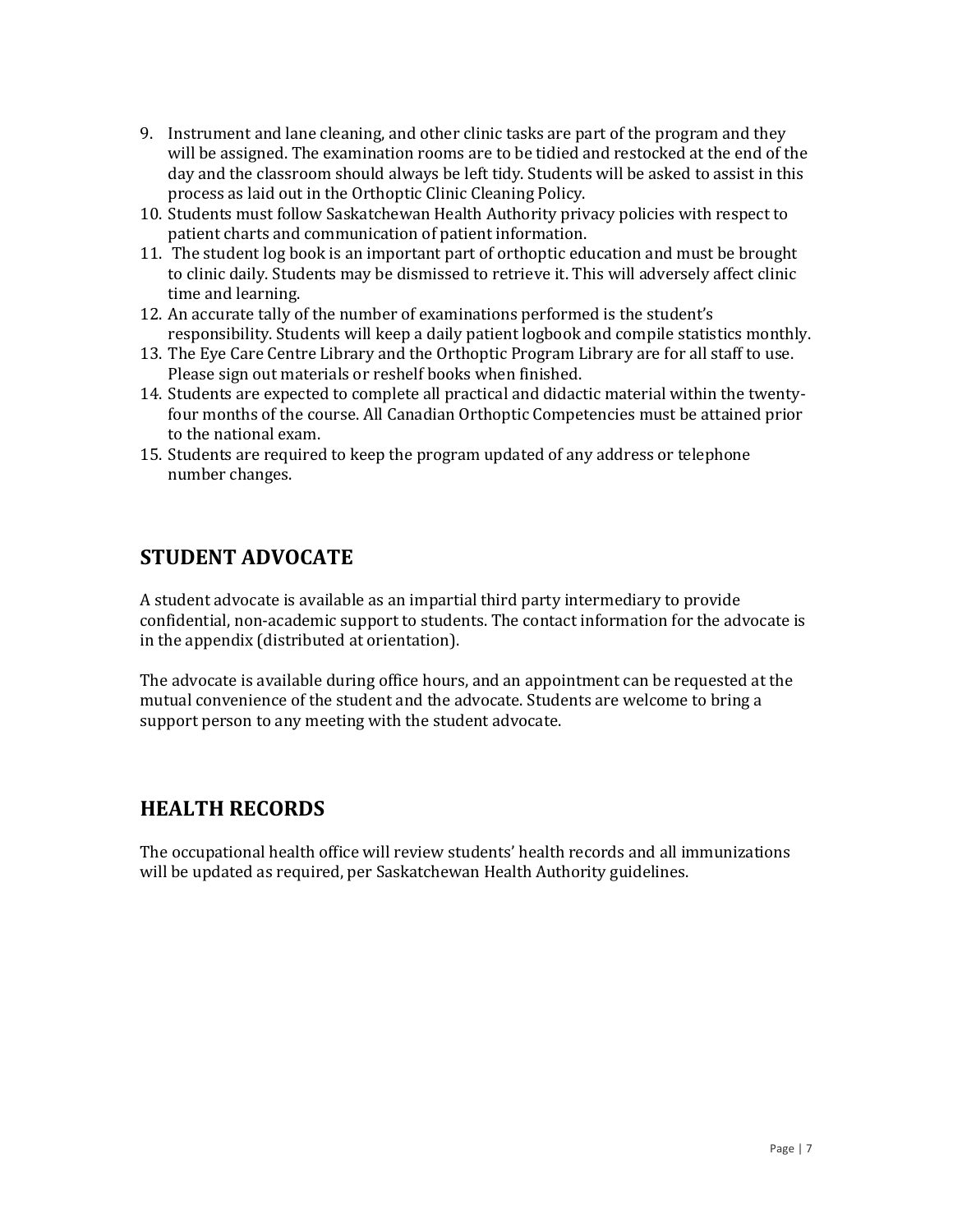9. Instrument and lane cleaning, and other clinic tasks are part of the program and they will be assigned. The examination rooms are to be tidied and restocked at the end of the day and the classroom should always be left tidy. Students will be asked to assist in this process as laid out in the Orthoptic Clinic Cleaning Policy.
10. Students must follow Saskatchewan Health Authority privacy policies with respect to patient charts and communication of patient information.
11. The student log book is an important part of orthoptic education and must be brought to clinic daily. Students may be dismissed to retrieve it. This will adversely affect clinic time and learning.
12. An accurate tally of the number of examinations performed is the student's responsibility. Students will keep a daily patient logbook and compile statistics monthly.
13. The Eye Care Centre Library and the Orthoptic Program Library are for all staff to use. Please sign out materials or reshelf books when finished.
14. Students are expected to complete all practical and didactic material within the twenty-four months of the course. All Canadian Orthoptic Competencies must be attained prior to the national exam.
15. Students are required to keep the program updated of any address or telephone number changes.

## STUDENT ADVOCATE

A student advocate is available as an impartial third party intermediary to provide confidential, non-academic support to students. The contact information for the advocate is in the appendix (distributed at orientation).

The advocate is available during office hours, and an appointment can be requested at the mutual convenience of the student and the advocate. Students are welcome to bring a support person to any meeting with the student advocate.

## HEALTH RECORDS

The occupational health office will review students' health records and all immunizations will be updated as required, per Saskatchewan Health Authority guidelines.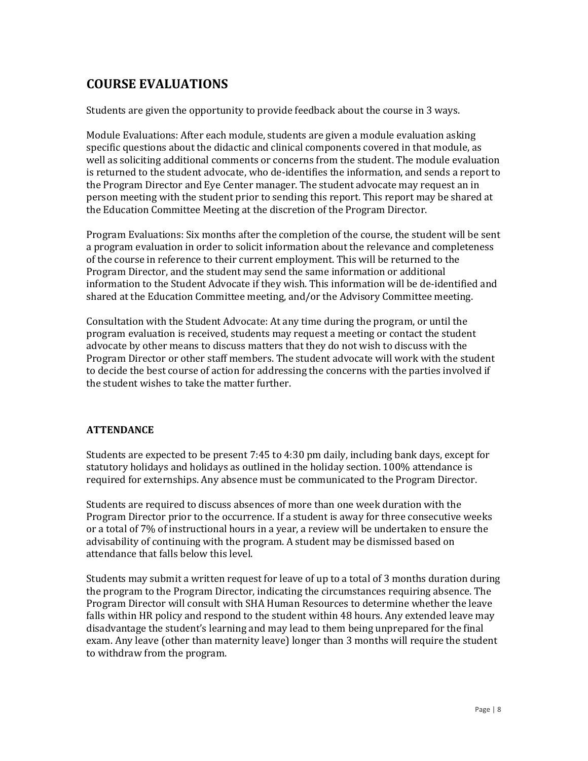## COURSE EVALUATIONS

Students are given the opportunity to provide feedback about the course in 3 ways.

Module Evaluations: After each module, students are given a module evaluation asking specific questions about the didactic and clinical components covered in that module, as well as soliciting additional comments or concerns from the student. The module evaluation is returned to the student advocate, who de-identifies the information, and sends a report to the Program Director and Eye Center manager. The student advocate may request an in person meeting with the student prior to sending this report. This report may be shared at the Education Committee Meeting at the discretion of the Program Director.

Program Evaluations: Six months after the completion of the course, the student will be sent a program evaluation in order to solicit information about the relevance and completeness of the course in reference to their current employment. This will be returned to the Program Director, and the student may send the same information or additional information to the Student Advocate if they wish. This information will be de-identified and shared at the Education Committee meeting, and/or the Advisory Committee meeting.

Consultation with the Student Advocate: At any time during the program, or until the program evaluation is received, students may request a meeting or contact the student advocate by other means to discuss matters that they do not wish to discuss with the Program Director or other staff members. The student advocate will work with the student to decide the best course of action for addressing the concerns with the parties involved if the student wishes to take the matter further.

### ATTENDANCE

Students are expected to be present 7:45 to 4:30 pm daily, including bank days, except for statutory holidays and holidays as outlined in the holiday section. 100% attendance is required for externships. Any absence must be communicated to the Program Director.

Students are required to discuss absences of more than one week duration with the Program Director prior to the occurrence. If a student is away for three consecutive weeks or a total of 7% of instructional hours in a year, a review will be undertaken to ensure the advisability of continuing with the program. A student may be dismissed based on attendance that falls below this level.

Students may submit a written request for leave of up to a total of 3 months duration during the program to the Program Director, indicating the circumstances requiring absence. The Program Director will consult with SHA Human Resources to determine whether the leave falls within HR policy and respond to the student within 48 hours. Any extended leave may disadvantage the student's learning and may lead to them being unprepared for the final exam. Any leave (other than maternity leave) longer than 3 months will require the student to withdraw from the program.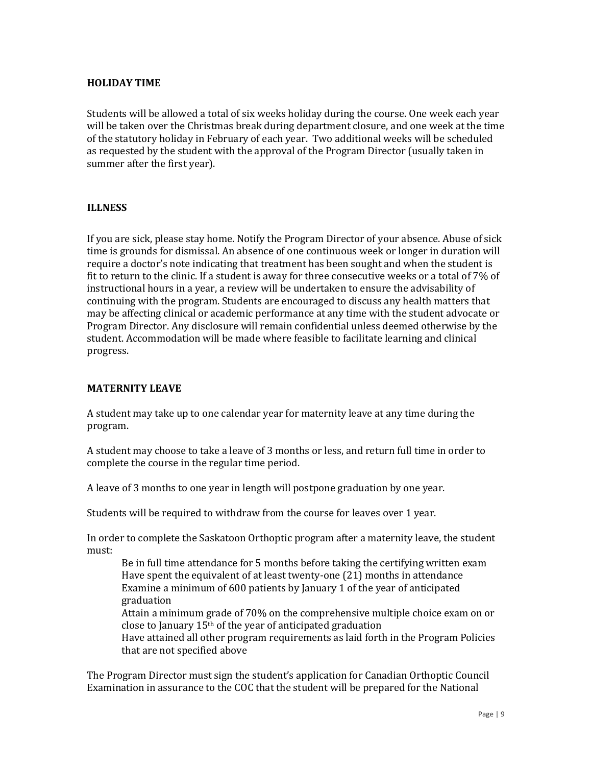## HOLIDAY TIME

Students will be allowed a total of six weeks holiday during the course. One week each year will be taken over the Christmas break during department closure, and one week at the time of the statutory holiday in February of each year. Two additional weeks will be scheduled as requested by the student with the approval of the Program Director (usually taken in summer after the first year).

## ILLNESS

If you are sick, please stay home. Notify the Program Director of your absence. Abuse of sick time is grounds for dismissal. An absence of one continuous week or longer in duration will require a doctor's note indicating that treatment has been sought and when the student is fit to return to the clinic. If a student is away for three consecutive weeks or a total of 7% of instructional hours in a year, a review will be undertaken to ensure the advisability of continuing with the program. Students are encouraged to discuss any health matters that may be affecting clinical or academic performance at any time with the student advocate or Program Director. Any disclosure will remain confidential unless deemed otherwise by the student. Accommodation will be made where feasible to facilitate learning and clinical progress.

## MATERNITY LEAVE

A student may take up to one calendar year for maternity leave at any time during the program.

A student may choose to take a leave of 3 months or less, and return full time in order to complete the course in the regular time period.

A leave of 3 months to one year in length will postpone graduation by one year.

Students will be required to withdraw from the course for leaves over 1 year.

In order to complete the Saskatoon Orthoptic program after a maternity leave, the student must:

- Be in full time attendance for 5 months before taking the certifying written exam
- Have spent the equivalent of at least twenty-one (21) months in attendance
- Examine a minimum of 600 patients by January 1 of the year of anticipated graduation
- Attain a minimum grade of 70% on the comprehensive multiple choice exam on or close to January 15th of the year of anticipated graduation
- Have attained all other program requirements as laid forth in the Program Policies that are not specified above

The Program Director must sign the student's application for Canadian Orthoptic Council Examination in assurance to the COC that the student will be prepared for the National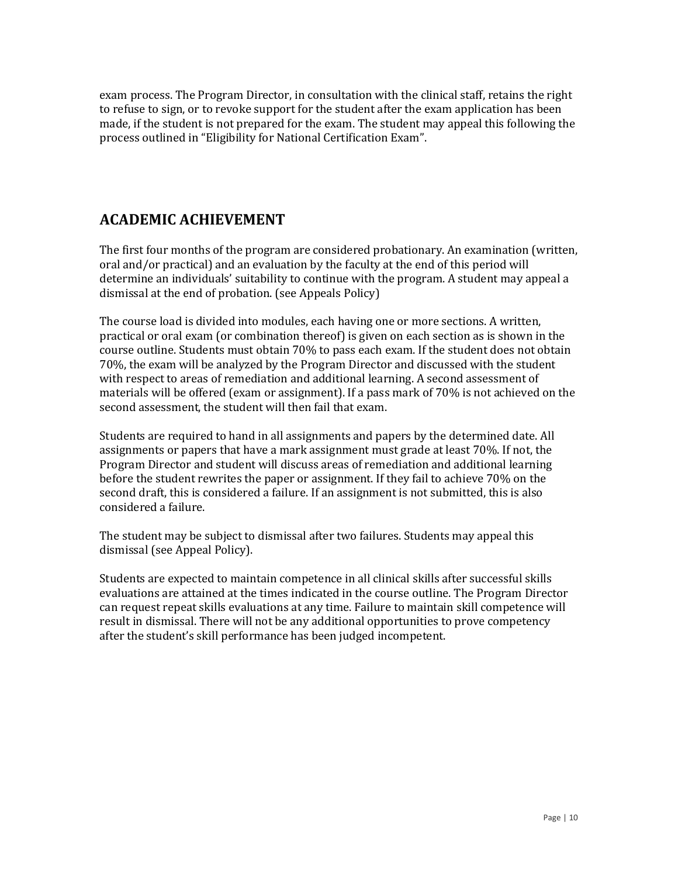exam process. The Program Director, in consultation with the clinical staff, retains the right to refuse to sign, or to revoke support for the student after the exam application has been made, if the student is not prepared for the exam. The student may appeal this following the process outlined in "Eligibility for National Certification Exam".

## ACADEMIC ACHIEVEMENT

The first four months of the program are considered probationary. An examination (written, oral and/or practical) and an evaluation by the faculty at the end of this period will determine an individuals' suitability to continue with the program. A student may appeal a dismissal at the end of probation. (see Appeals Policy)

The course load is divided into modules, each having one or more sections. A written, practical or oral exam (or combination thereof) is given on each section as is shown in the course outline. Students must obtain 70% to pass each exam. If the student does not obtain 70%, the exam will be analyzed by the Program Director and discussed with the student with respect to areas of remediation and additional learning. A second assessment of materials will be offered (exam or assignment). If a pass mark of 70% is not achieved on the second assessment, the student will then fail that exam.

Students are required to hand in all assignments and papers by the determined date. All assignments or papers that have a mark assignment must grade at least 70%. If not, the Program Director and student will discuss areas of remediation and additional learning before the student rewrites the paper or assignment. If they fail to achieve 70% on the second draft, this is considered a failure. If an assignment is not submitted, this is also considered a failure.

The student may be subject to dismissal after two failures. Students may appeal this dismissal (see Appeal Policy).

Students are expected to maintain competence in all clinical skills after successful skills evaluations are attained at the times indicated in the course outline. The Program Director can request repeat skills evaluations at any time. Failure to maintain skill competence will result in dismissal. There will not be any additional opportunities to prove competency after the student's skill performance has been judged incompetent.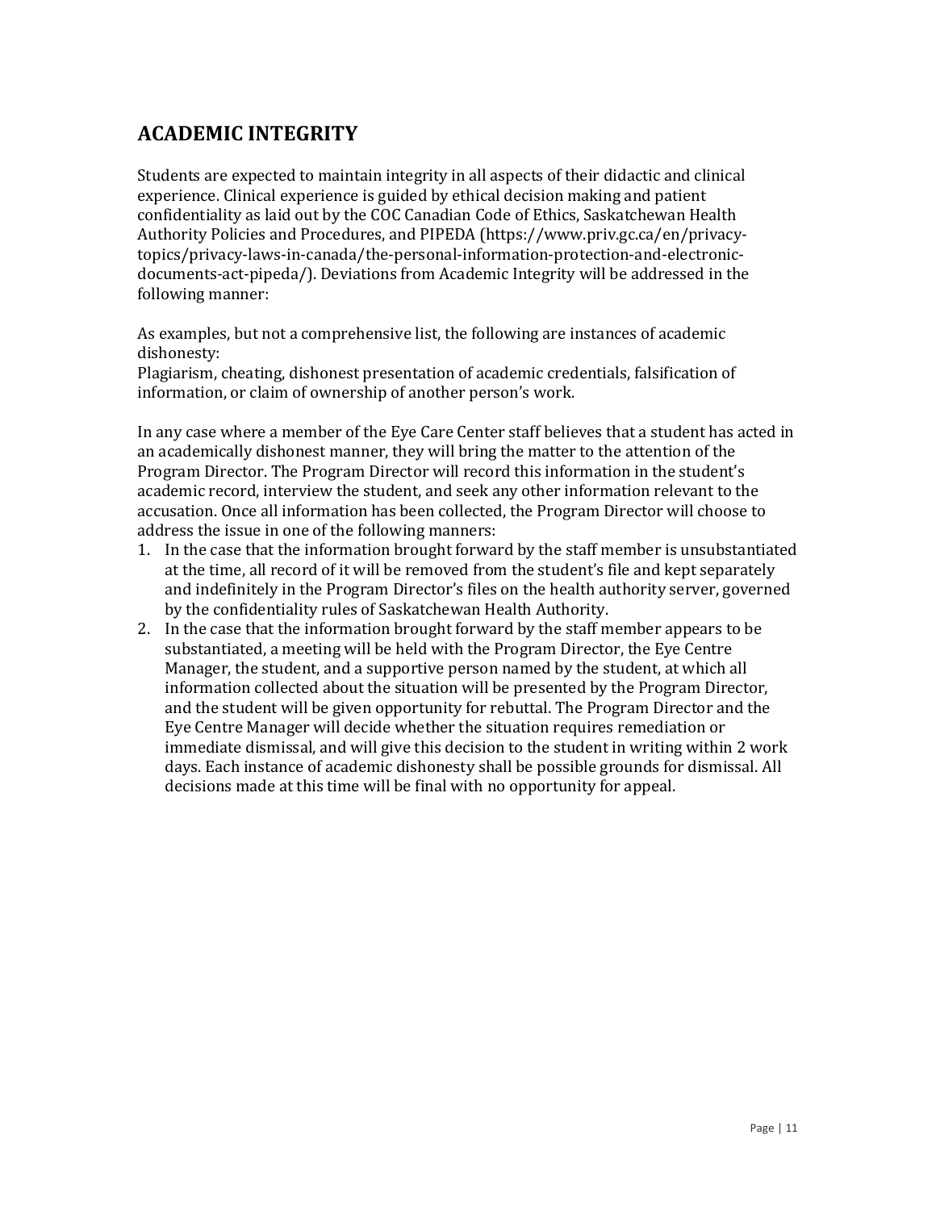## ACADEMIC INTEGRITY

Students are expected to maintain integrity in all aspects of their didactic and clinical experience. Clinical experience is guided by ethical decision making and patient confidentiality as laid out by the COC Canadian Code of Ethics, Saskatchewan Health Authority Policies and Procedures, and PIPEDA (https://www.priv.gc.ca/en/privacy-topics/privacy-laws-in-canada/the-personal-information-protection-and-electronic-documents-act-pipeda/). Deviations from Academic Integrity will be addressed in the following manner:

As examples, but not a comprehensive list, the following are instances of academic dishonesty:
Plagiarism, cheating, dishonest presentation of academic credentials, falsification of information, or claim of ownership of another person's work.

In any case where a member of the Eye Care Center staff believes that a student has acted in an academically dishonest manner, they will bring the matter to the attention of the Program Director. The Program Director will record this information in the student's academic record, interview the student, and seek any other information relevant to the accusation. Once all information has been collected, the Program Director will choose to address the issue in one of the following manners:

1. In the case that the information brought forward by the staff member is unsubstantiated at the time, all record of it will be removed from the student's file and kept separately and indefinitely in the Program Director's files on the health authority server, governed by the confidentiality rules of Saskatchewan Health Authority.
2. In the case that the information brought forward by the staff member appears to be substantiated, a meeting will be held with the Program Director, the Eye Centre Manager, the student, and a supportive person named by the student, at which all information collected about the situation will be presented by the Program Director, and the student will be given opportunity for rebuttal. The Program Director and the Eye Centre Manager will decide whether the situation requires remediation or immediate dismissal, and will give this decision to the student in writing within 2 work days. Each instance of academic dishonesty shall be possible grounds for dismissal. All decisions made at this time will be final with no opportunity for appeal.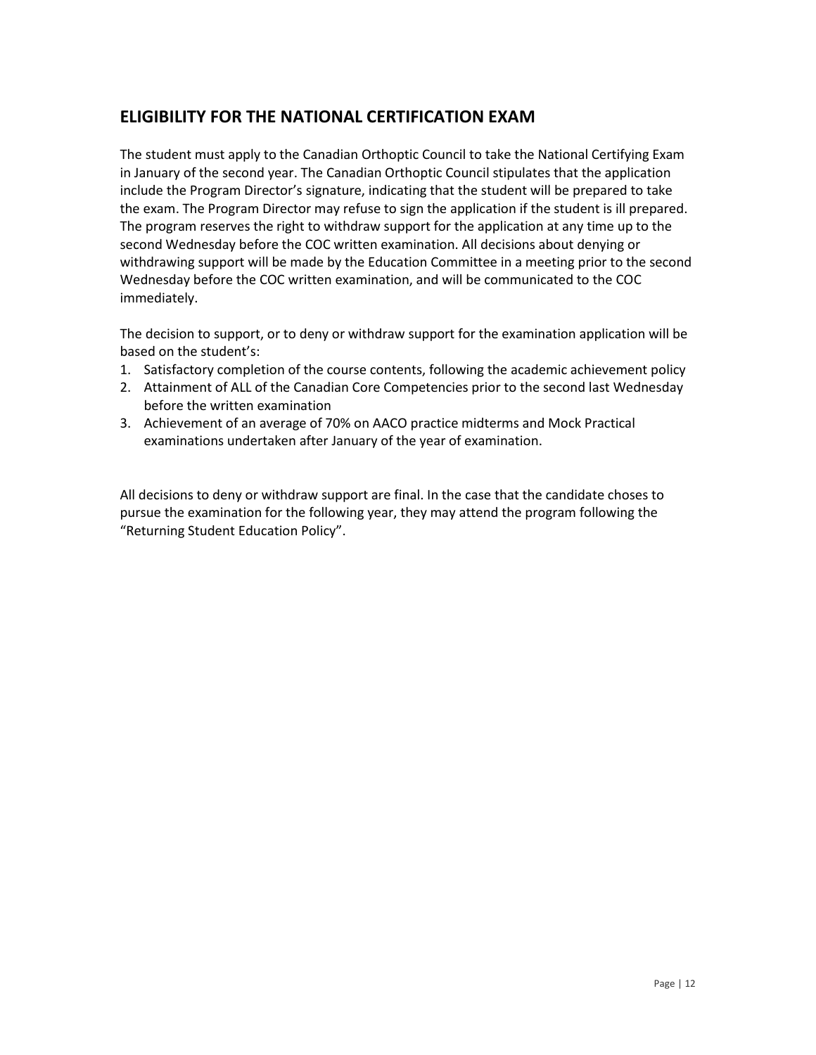## ELIGIBILITY FOR THE NATIONAL CERTIFICATION EXAM

The student must apply to the Canadian Orthoptic Council to take the National Certifying Exam in January of the second year. The Canadian Orthoptic Council stipulates that the application include the Program Director's signature, indicating that the student will be prepared to take the exam. The Program Director may refuse to sign the application if the student is ill prepared. The program reserves the right to withdraw support for the application at any time up to the second Wednesday before the COC written examination. All decisions about denying or withdrawing support will be made by the Education Committee in a meeting prior to the second Wednesday before the COC written examination, and will be communicated to the COC immediately.

The decision to support, or to deny or withdraw support for the examination application will be based on the student's:

1. Satisfactory completion of the course contents, following the academic achievement policy
2. Attainment of ALL of the Canadian Core Competencies prior to the second last Wednesday before the written examination
3. Achievement of an average of 70% on AACO practice midterms and Mock Practical examinations undertaken after January of the year of examination.

All decisions to deny or withdraw support are final. In the case that the candidate choses to pursue the examination for the following year, they may attend the program following the "Returning Student Education Policy".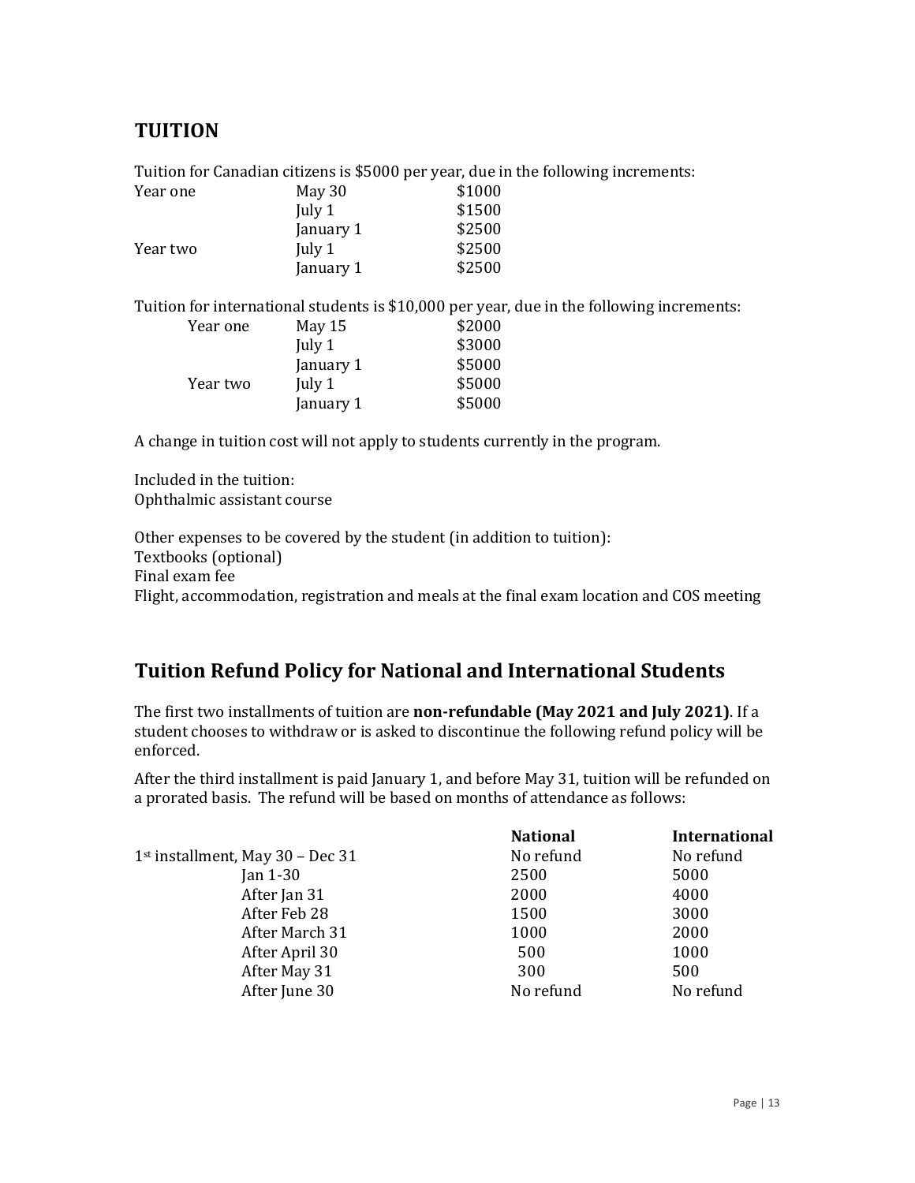## TUITION

Tuition for Canadian citizens is $5000 per year, due in the following increments:

| | | |
|---|---|---|
| Year one | May 30 | $1000 |
| | July 1 | $1500 |
| | January 1 | $2500 |
| Year two | July 1 | $2500 |
| | January 1 | $2500 |

Tuition for international students is $10,000 per year, due in the following increments:

| | | |
|---|---|---|
| Year one | May 15 | $2000 |
| | July 1 | $3000 |
| | January 1 | $5000 |
| Year two | July 1 | $5000 |
| | January 1 | $5000 |

A change in tuition cost will not apply to students currently in the program.

Included in the tuition:
Ophthalmic assistant course

Other expenses to be covered by the student (in addition to tuition):
Textbooks (optional)
Final exam fee
Flight, accommodation, registration and meals at the final exam location and COS meeting

## Tuition Refund Policy for National and International Students

The first two installments of tuition are **non-refundable (May 2021 and July 2021)**. If a student chooses to withdraw or is asked to discontinue the following refund policy will be enforced.

After the third installment is paid January 1, and before May 31, tuition will be refunded on a prorated basis. The refund will be based on months of attendance as follows:

| | **National** | **International** |
|---|---|---|
| 1st installment, May 30 – Dec 31 | No refund | No refund |
| Jan 1-30 | 2500 | 5000 |
| After Jan 31 | 2000 | 4000 |
| After Feb 28 | 1500 | 3000 |
| After March 31 | 1000 | 2000 |
| After April 30 | 500 | 1000 |
| After May 31 | 300 | 500 |
| After June 30 | No refund | No refund |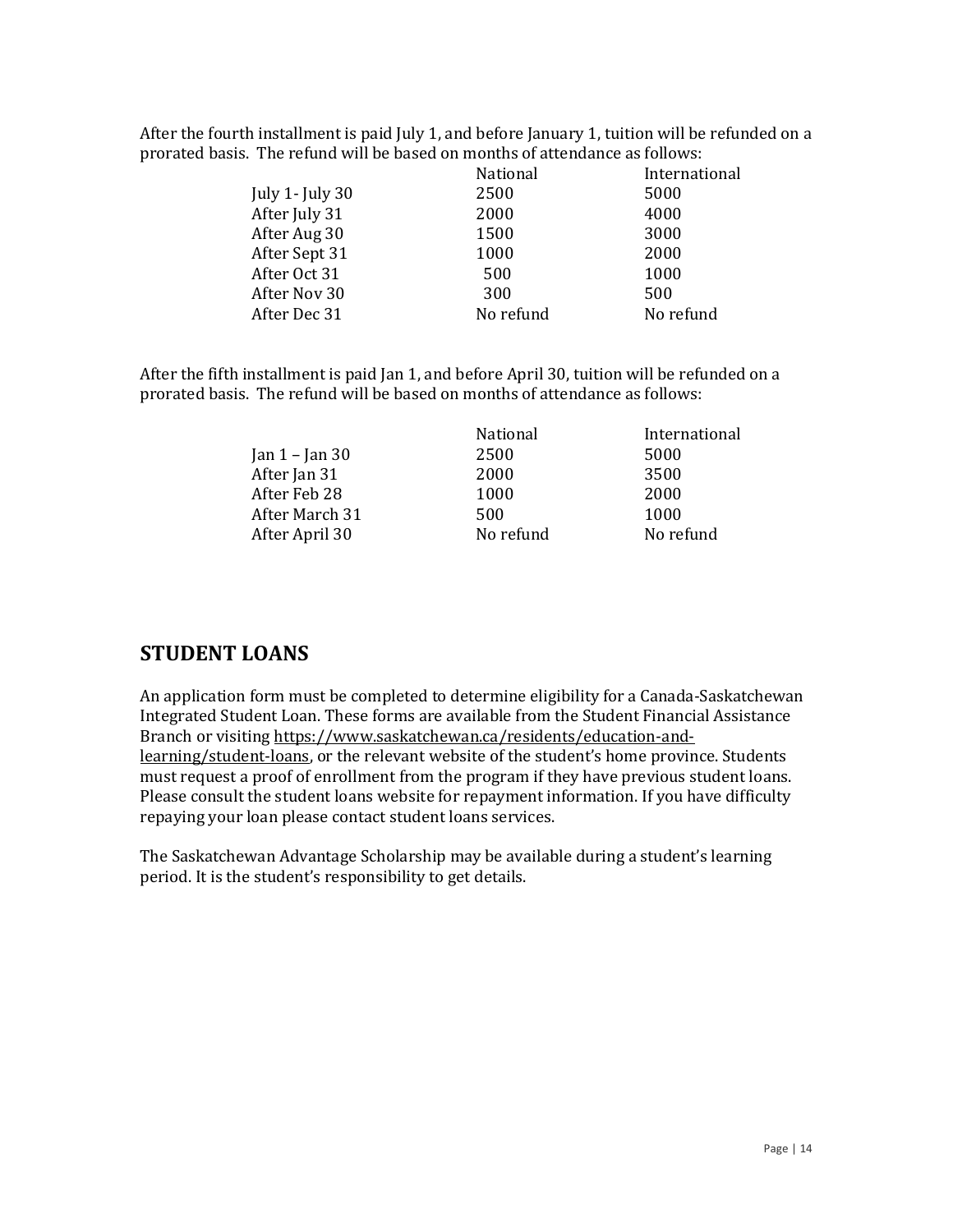After the fourth installment is paid July 1, and before January 1, tuition will be refunded on a prorated basis. The refund will be based on months of attendance as follows:

| | National | International |
|---|---|---|
| July 1- July 30 | 2500 | 5000 |
| After July 31 | 2000 | 4000 |
| After Aug 30 | 1500 | 3000 |
| After Sept 31 | 1000 | 2000 |
| After Oct 31 | 500 | 1000 |
| After Nov 30 | 300 | 500 |
| After Dec 31 | No refund | No refund |

After the fifth installment is paid Jan 1, and before April 30, tuition will be refunded on a prorated basis. The refund will be based on months of attendance as follows:

| | National | International |
|---|---|---|
| Jan 1 – Jan 30 | 2500 | 5000 |
| After Jan 31 | 2000 | 3500 |
| After Feb 28 | 1000 | 2000 |
| After March 31 | 500 | 1000 |
| After April 30 | No refund | No refund |

## STUDENT LOANS

An application form must be completed to determine eligibility for a Canada-Saskatchewan Integrated Student Loan. These forms are available from the Student Financial Assistance Branch or visiting https://www.saskatchewan.ca/residents/education-and-learning/student-loans, or the relevant website of the student's home province. Students must request a proof of enrollment from the program if they have previous student loans. Please consult the student loans website for repayment information. If you have difficulty repaying your loan please contact student loans services.

The Saskatchewan Advantage Scholarship may be available during a student's learning period. It is the student's responsibility to get details.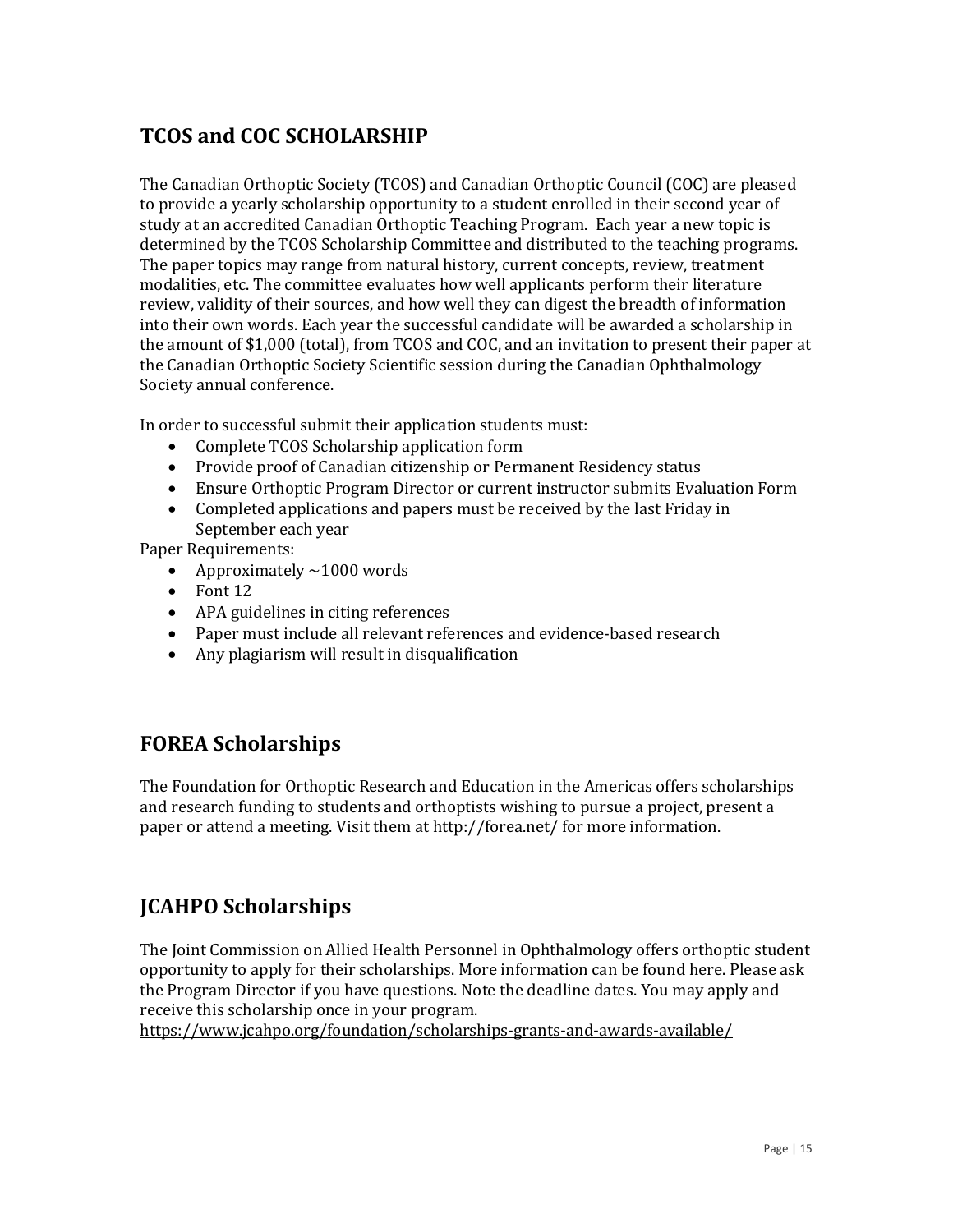## TCOS and COC SCHOLARSHIP

The Canadian Orthoptic Society (TCOS) and Canadian Orthoptic Council (COC) are pleased to provide a yearly scholarship opportunity to a student enrolled in their second year of study at an accredited Canadian Orthoptic Teaching Program. Each year a new topic is determined by the TCOS Scholarship Committee and distributed to the teaching programs. The paper topics may range from natural history, current concepts, review, treatment modalities, etc. The committee evaluates how well applicants perform their literature review, validity of their sources, and how well they can digest the breadth of information into their own words. Each year the successful candidate will be awarded a scholarship in the amount of $1,000 (total), from TCOS and COC, and an invitation to present their paper at the Canadian Orthoptic Society Scientific session during the Canadian Ophthalmology Society annual conference.

In order to successful submit their application students must:

- Complete TCOS Scholarship application form
- Provide proof of Canadian citizenship or Permanent Residency status
- Ensure Orthoptic Program Director or current instructor submits Evaluation Form
- Completed applications and papers must be received by the last Friday in September each year

Paper Requirements:

- Approximately ~1000 words
- Font 12
- APA guidelines in citing references
- Paper must include all relevant references and evidence-based research
- Any plagiarism will result in disqualification

## FOREA Scholarships

The Foundation for Orthoptic Research and Education in the Americas offers scholarships and research funding to students and orthoptists wishing to pursue a project, present a paper or attend a meeting. Visit them at http://forea.net/ for more information.

## JCAHPO Scholarships

The Joint Commission on Allied Health Personnel in Ophthalmology offers orthoptic student opportunity to apply for their scholarships. More information can be found here. Please ask the Program Director if you have questions. Note the deadline dates. You may apply and receive this scholarship once in your program.
https://www.jcahpo.org/foundation/scholarships-grants-and-awards-available/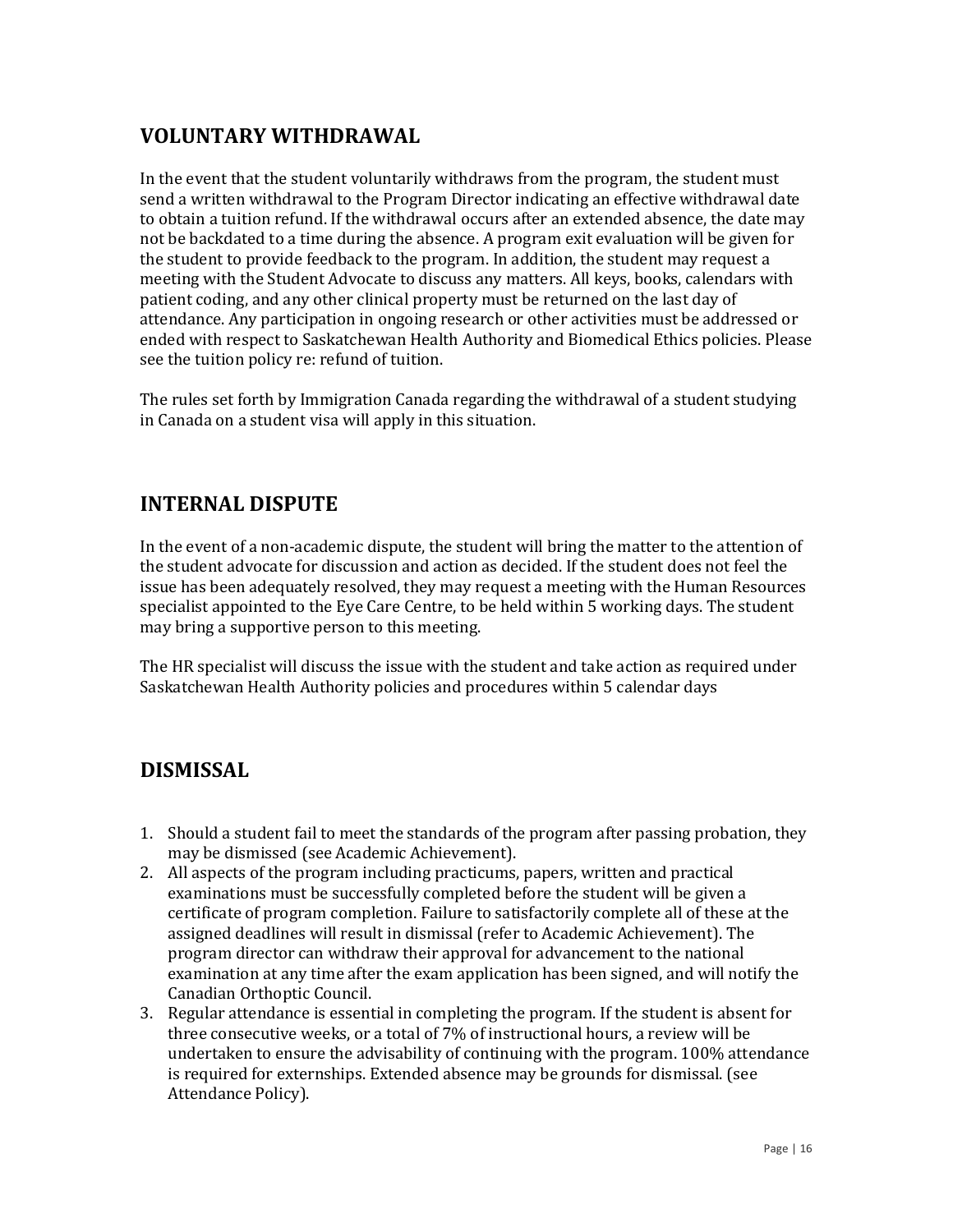## VOLUNTARY WITHDRAWAL

In the event that the student voluntarily withdraws from the program, the student must send a written withdrawal to the Program Director indicating an effective withdrawal date to obtain a tuition refund. If the withdrawal occurs after an extended absence, the date may not be backdated to a time during the absence. A program exit evaluation will be given for the student to provide feedback to the program. In addition, the student may request a meeting with the Student Advocate to discuss any matters. All keys, books, calendars with patient coding, and any other clinical property must be returned on the last day of attendance. Any participation in ongoing research or other activities must be addressed or ended with respect to Saskatchewan Health Authority and Biomedical Ethics policies. Please see the tuition policy re: refund of tuition.

The rules set forth by Immigration Canada regarding the withdrawal of a student studying in Canada on a student visa will apply in this situation.

## INTERNAL DISPUTE

In the event of a non-academic dispute, the student will bring the matter to the attention of the student advocate for discussion and action as decided. If the student does not feel the issue has been adequately resolved, they may request a meeting with the Human Resources specialist appointed to the Eye Care Centre, to be held within 5 working days. The student may bring a supportive person to this meeting.

The HR specialist will discuss the issue with the student and take action as required under Saskatchewan Health Authority policies and procedures within 5 calendar days

## DISMISSAL

1. Should a student fail to meet the standards of the program after passing probation, they may be dismissed (see Academic Achievement).
2. All aspects of the program including practicums, papers, written and practical examinations must be successfully completed before the student will be given a certificate of program completion. Failure to satisfactorily complete all of these at the assigned deadlines will result in dismissal (refer to Academic Achievement). The program director can withdraw their approval for advancement to the national examination at any time after the exam application has been signed, and will notify the Canadian Orthoptic Council.
3. Regular attendance is essential in completing the program. If the student is absent for three consecutive weeks, or a total of 7% of instructional hours, a review will be undertaken to ensure the advisability of continuing with the program. 100% attendance is required for externships. Extended absence may be grounds for dismissal. (see Attendance Policy).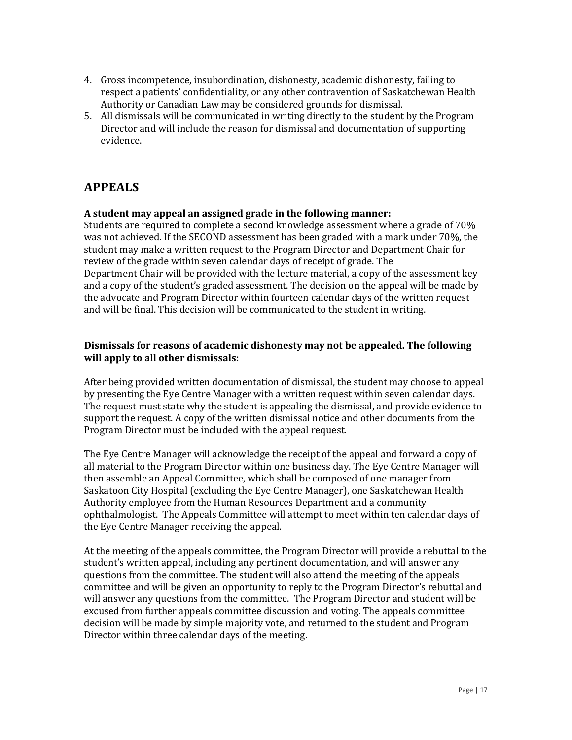4. Gross incompetence, insubordination, dishonesty, academic dishonesty, failing to respect a patients' confidentiality, or any other contravention of Saskatchewan Health Authority or Canadian Law may be considered grounds for dismissal.
5. All dismissals will be communicated in writing directly to the student by the Program Director and will include the reason for dismissal and documentation of supporting evidence.

## APPEALS

**A student may appeal an assigned grade in the following manner:**

Students are required to complete a second knowledge assessment where a grade of 70% was not achieved. If the SECOND assessment has been graded with a mark under 70%, the student may make a written request to the Program Director and Department Chair for review of the grade within seven calendar days of receipt of grade. The Department Chair will be provided with the lecture material, a copy of the assessment key and a copy of the student's graded assessment. The decision on the appeal will be made by the advocate and Program Director within fourteen calendar days of the written request and will be final. This decision will be communicated to the student in writing.

**Dismissals for reasons of academic dishonesty may not be appealed. The following will apply to all other dismissals:**

After being provided written documentation of dismissal, the student may choose to appeal by presenting the Eye Centre Manager with a written request within seven calendar days. The request must state why the student is appealing the dismissal, and provide evidence to support the request. A copy of the written dismissal notice and other documents from the Program Director must be included with the appeal request.

The Eye Centre Manager will acknowledge the receipt of the appeal and forward a copy of all material to the Program Director within one business day. The Eye Centre Manager will then assemble an Appeal Committee, which shall be composed of one manager from Saskatoon City Hospital (excluding the Eye Centre Manager), one Saskatchewan Health Authority employee from the Human Resources Department and a community ophthalmologist. The Appeals Committee will attempt to meet within ten calendar days of the Eye Centre Manager receiving the appeal.

At the meeting of the appeals committee, the Program Director will provide a rebuttal to the student's written appeal, including any pertinent documentation, and will answer any questions from the committee. The student will also attend the meeting of the appeals committee and will be given an opportunity to reply to the Program Director's rebuttal and will answer any questions from the committee. The Program Director and student will be excused from further appeals committee discussion and voting. The appeals committee decision will be made by simple majority vote, and returned to the student and Program Director within three calendar days of the meeting.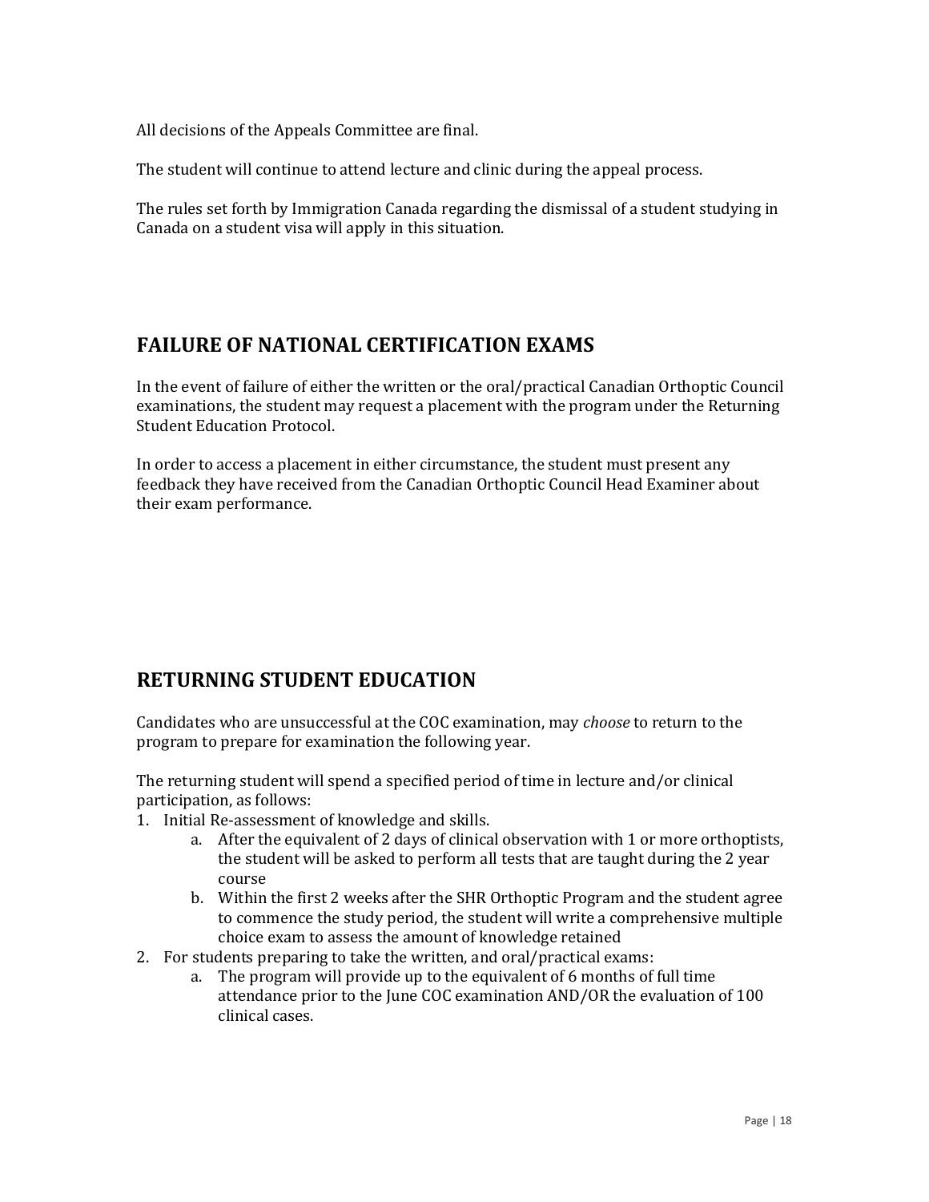All decisions of the Appeals Committee are final.

The student will continue to attend lecture and clinic during the appeal process.

The rules set forth by Immigration Canada regarding the dismissal of a student studying in Canada on a student visa will apply in this situation.

## FAILURE OF NATIONAL CERTIFICATION EXAMS

In the event of failure of either the written or the oral/practical Canadian Orthoptic Council examinations, the student may request a placement with the program under the Returning Student Education Protocol.

In order to access a placement in either circumstance, the student must present any feedback they have received from the Canadian Orthoptic Council Head Examiner about their exam performance.

## RETURNING STUDENT EDUCATION

Candidates who are unsuccessful at the COC examination, may *choose* to return to the program to prepare for examination the following year.

The returning student will spend a specified period of time in lecture and/or clinical participation, as follows:

1. Initial Re-assessment of knowledge and skills.
   a. After the equivalent of 2 days of clinical observation with 1 or more orthoptists, the student will be asked to perform all tests that are taught during the 2 year course
   b. Within the first 2 weeks after the SHR Orthoptic Program and the student agree to commence the study period, the student will write a comprehensive multiple choice exam to assess the amount of knowledge retained
2. For students preparing to take the written, and oral/practical exams:
   a. The program will provide up to the equivalent of 6 months of full time attendance prior to the June COC examination AND/OR the evaluation of 100 clinical cases.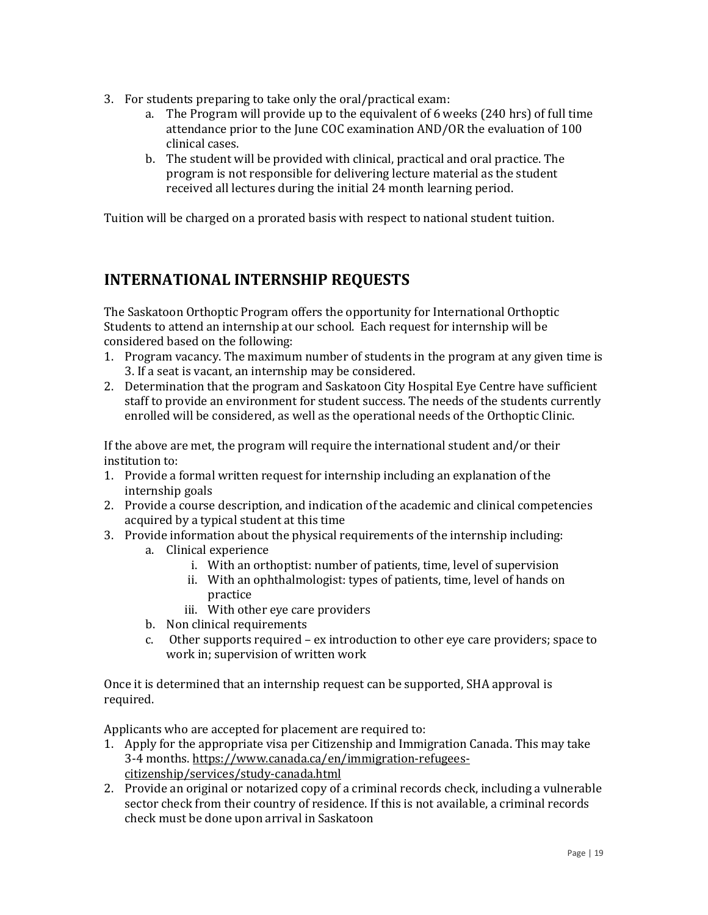3. For students preparing to take only the oral/practical exam:
    a. The Program will provide up to the equivalent of 6 weeks (240 hrs) of full time attendance prior to the June COC examination AND/OR the evaluation of 100 clinical cases.
    b. The student will be provided with clinical, practical and oral practice. The program is not responsible for delivering lecture material as the student received all lectures during the initial 24 month learning period.

Tuition will be charged on a prorated basis with respect to national student tuition.

## INTERNATIONAL INTERNSHIP REQUESTS

The Saskatoon Orthoptic Program offers the opportunity for International Orthoptic Students to attend an internship at our school. Each request for internship will be considered based on the following:

1. Program vacancy. The maximum number of students in the program at any given time is 3. If a seat is vacant, an internship may be considered.
2. Determination that the program and Saskatoon City Hospital Eye Centre have sufficient staff to provide an environment for student success. The needs of the students currently enrolled will be considered, as well as the operational needs of the Orthoptic Clinic.

If the above are met, the program will require the international student and/or their institution to:

1. Provide a formal written request for internship including an explanation of the internship goals
2. Provide a course description, and indication of the academic and clinical competencies acquired by a typical student at this time
3. Provide information about the physical requirements of the internship including:
    a. Clinical experience
        i. With an orthoptist: number of patients, time, level of supervision
        ii. With an ophthalmologist: types of patients, time, level of hands on practice
        iii. With other eye care providers
    b. Non clinical requirements
    c. Other supports required – ex introduction to other eye care providers; space to work in; supervision of written work

Once it is determined that an internship request can be supported, SHA approval is required.

Applicants who are accepted for placement are required to:

1. Apply for the appropriate visa per Citizenship and Immigration Canada. This may take 3-4 months. https://www.canada.ca/en/immigration-refugees-citizenship/services/study-canada.html
2. Provide an original or notarized copy of a criminal records check, including a vulnerable sector check from their country of residence. If this is not available, a criminal records check must be done upon arrival in Saskatoon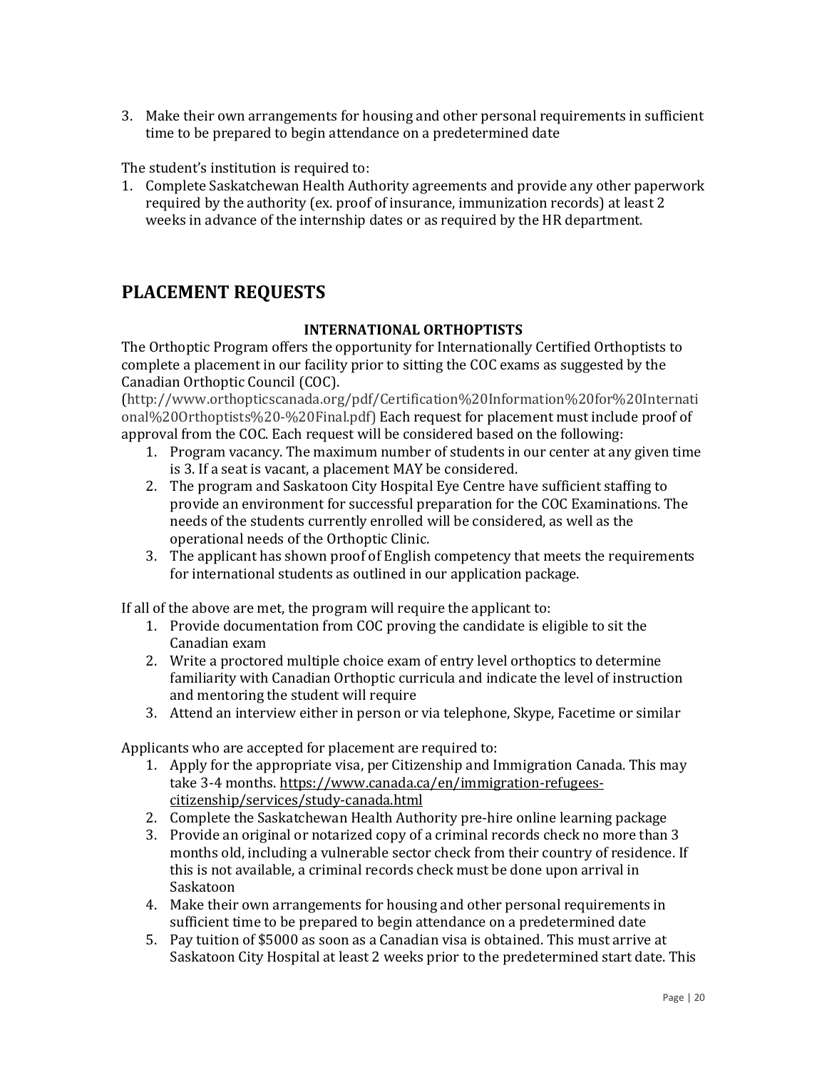3. Make their own arrangements for housing and other personal requirements in sufficient time to be prepared to begin attendance on a predetermined date

The student's institution is required to:

1. Complete Saskatchewan Health Authority agreements and provide any other paperwork required by the authority (ex. proof of insurance, immunization records) at least 2 weeks in advance of the internship dates or as required by the HR department.

## PLACEMENT REQUESTS

**INTERNATIONAL ORTHOPTISTS**

The Orthoptic Program offers the opportunity for Internationally Certified Orthoptists to complete a placement in our facility prior to sitting the COC exams as suggested by the Canadian Orthoptic Council (COC). (http://www.orthopticscanada.org/pdf/Certification%20Information%20for%20International%20Orthoptists%20-%20Final.pdf) Each request for placement must include proof of approval from the COC. Each request will be considered based on the following:

1. Program vacancy. The maximum number of students in our center at any given time is 3. If a seat is vacant, a placement MAY be considered.
2. The program and Saskatoon City Hospital Eye Centre have sufficient staffing to provide an environment for successful preparation for the COC Examinations. The needs of the students currently enrolled will be considered, as well as the operational needs of the Orthoptic Clinic.
3. The applicant has shown proof of English competency that meets the requirements for international students as outlined in our application package.

If all of the above are met, the program will require the applicant to:

1. Provide documentation from COC proving the candidate is eligible to sit the Canadian exam
2. Write a proctored multiple choice exam of entry level orthoptics to determine familiarity with Canadian Orthoptic curricula and indicate the level of instruction and mentoring the student will require
3. Attend an interview either in person or via telephone, Skype, Facetime or similar

Applicants who are accepted for placement are required to:

1. Apply for the appropriate visa, per Citizenship and Immigration Canada. This may take 3-4 months. https://www.canada.ca/en/immigration-refugees-citizenship/services/study-canada.html
2. Complete the Saskatchewan Health Authority pre-hire online learning package
3. Provide an original or notarized copy of a criminal records check no more than 3 months old, including a vulnerable sector check from their country of residence. If this is not available, a criminal records check must be done upon arrival in Saskatoon
4. Make their own arrangements for housing and other personal requirements in sufficient time to be prepared to begin attendance on a predetermined date
5. Pay tuition of $5000 as soon as a Canadian visa is obtained. This must arrive at Saskatoon City Hospital at least 2 weeks prior to the predetermined start date. This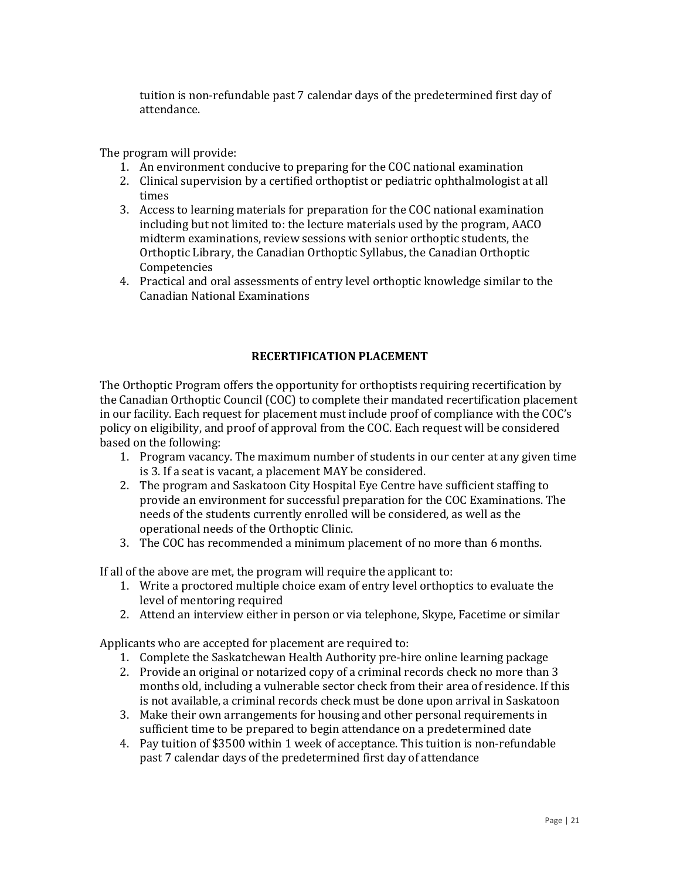tuition is non-refundable past 7 calendar days of the predetermined first day of attendance.

The program will provide:

1. An environment conducive to preparing for the COC national examination
2. Clinical supervision by a certified orthoptist or pediatric ophthalmologist at all times
3. Access to learning materials for preparation for the COC national examination including but not limited to: the lecture materials used by the program, AACO midterm examinations, review sessions with senior orthoptic students, the Orthoptic Library, the Canadian Orthoptic Syllabus, the Canadian Orthoptic Competencies
4. Practical and oral assessments of entry level orthoptic knowledge similar to the Canadian National Examinations

## RECERTIFICATION PLACEMENT

The Orthoptic Program offers the opportunity for orthoptists requiring recertification by the Canadian Orthoptic Council (COC) to complete their mandated recertification placement in our facility. Each request for placement must include proof of compliance with the COC's policy on eligibility, and proof of approval from the COC. Each request will be considered based on the following:

1. Program vacancy. The maximum number of students in our center at any given time is 3. If a seat is vacant, a placement MAY be considered.
2. The program and Saskatoon City Hospital Eye Centre have sufficient staffing to provide an environment for successful preparation for the COC Examinations. The needs of the students currently enrolled will be considered, as well as the operational needs of the Orthoptic Clinic.
3. The COC has recommended a minimum placement of no more than 6 months.

If all of the above are met, the program will require the applicant to:

1. Write a proctored multiple choice exam of entry level orthoptics to evaluate the level of mentoring required
2. Attend an interview either in person or via telephone, Skype, Facetime or similar

Applicants who are accepted for placement are required to:

1. Complete the Saskatchewan Health Authority pre-hire online learning package
2. Provide an original or notarized copy of a criminal records check no more than 3 months old, including a vulnerable sector check from their area of residence. If this is not available, a criminal records check must be done upon arrival in Saskatoon
3. Make their own arrangements for housing and other personal requirements in sufficient time to be prepared to begin attendance on a predetermined date
4. Pay tuition of $3500 within 1 week of acceptance. This tuition is non-refundable past 7 calendar days of the predetermined first day of attendance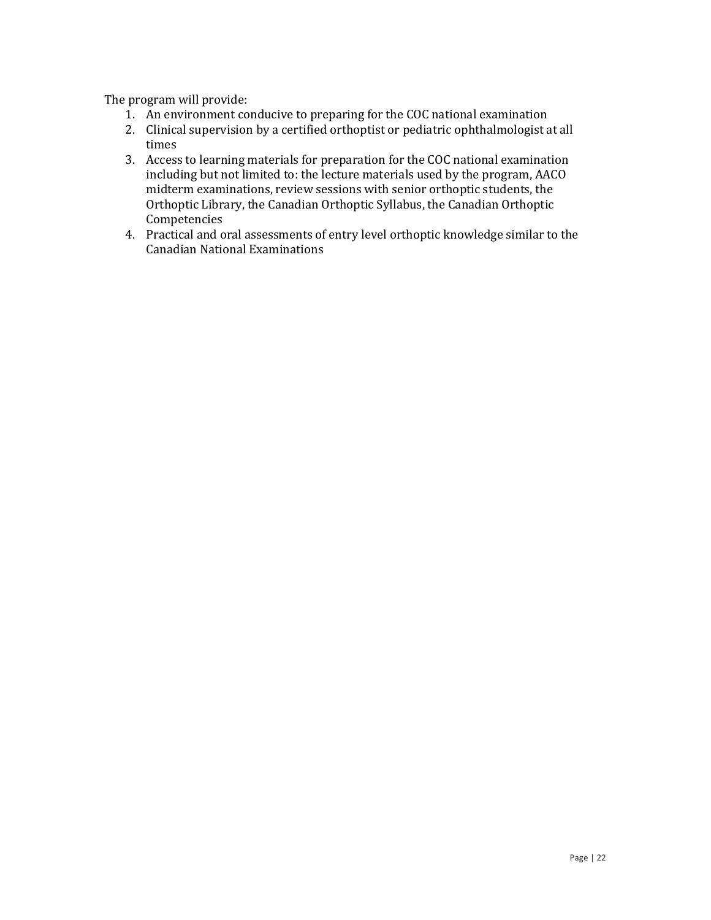The program will provide:

1. An environment conducive to preparing for the COC national examination
2. Clinical supervision by a certified orthoptist or pediatric ophthalmologist at all times
3. Access to learning materials for preparation for the COC national examination including but not limited to: the lecture materials used by the program, AACO midterm examinations, review sessions with senior orthoptic students, the Orthoptic Library, the Canadian Orthoptic Syllabus, the Canadian Orthoptic Competencies
4. Practical and oral assessments of entry level orthoptic knowledge similar to the Canadian National Examinations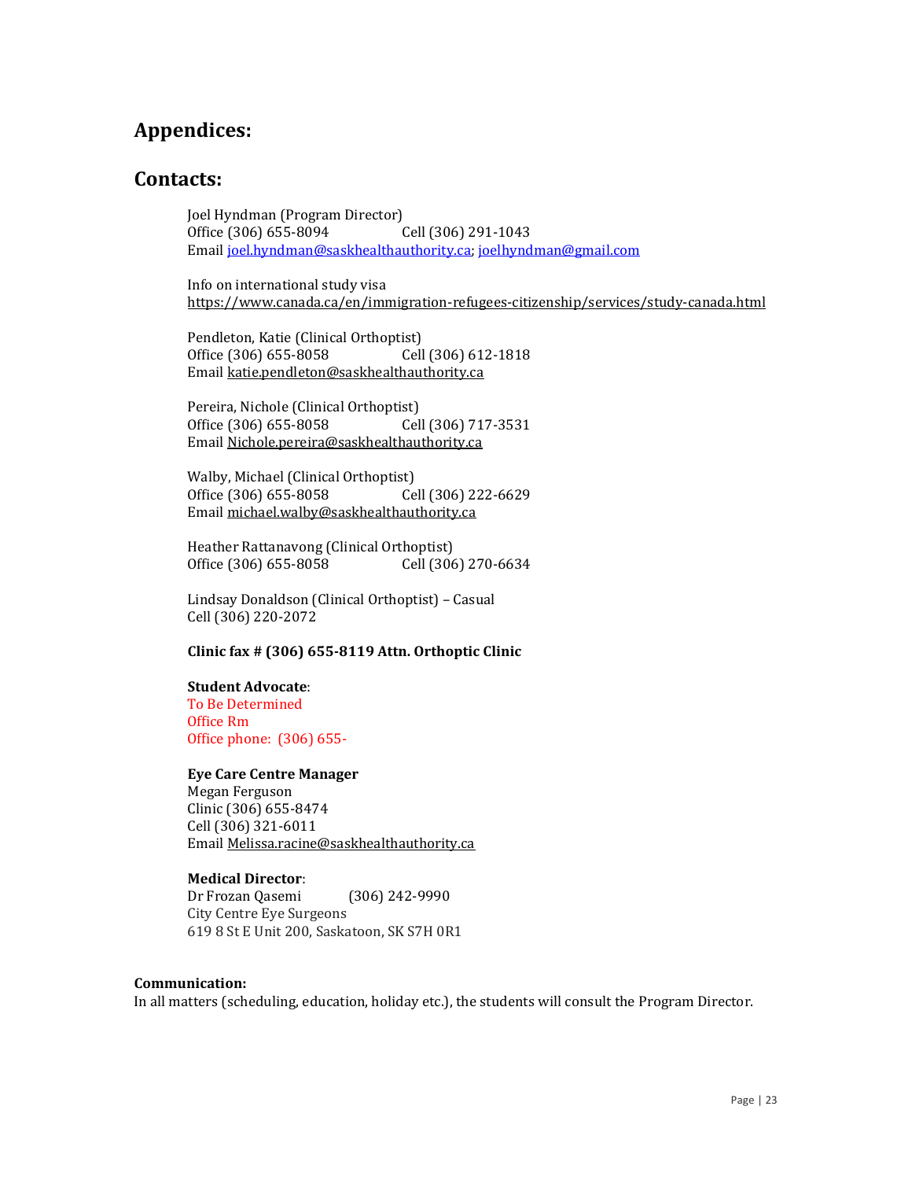## Appendices:

## Contacts:

Joel Hyndman (Program Director)
Office (306) 655-8094 Cell (306) 291-1043
Email joel.hyndman@saskhealthauthority.ca; joelhyndman@gmail.com

Info on international study visa
https://www.canada.ca/en/immigration-refugees-citizenship/services/study-canada.html

Pendleton, Katie (Clinical Orthoptist)
Office (306) 655-8058 Cell (306) 612-1818
Email katie.pendleton@saskhealthauthority.ca

Pereira, Nichole (Clinical Orthoptist)
Office (306) 655-8058 Cell (306) 717-3531
Email Nichole.pereira@saskhealthauthority.ca

Walby, Michael (Clinical Orthoptist)
Office (306) 655-8058 Cell (306) 222-6629
Email michael.walby@saskhealthauthority.ca

Heather Rattanavong (Clinical Orthoptist)
Office (306) 655-8058 Cell (306) 270-6634

Lindsay Donaldson (Clinical Orthoptist) – Casual
Cell (306) 220-2072

**Clinic fax # (306) 655-8119 Attn. Orthoptic Clinic**

**Student Advocate**:
To Be Determined
Office Rm
Office phone: (306) 655-

**Eye Care Centre Manager**
Megan Ferguson
Clinic (306) 655-8474
Cell (306) 321-6011
Email Melissa.racine@saskhealthauthority.ca

**Medical Director**:
Dr Frozan Qasemi (306) 242-9990
City Centre Eye Surgeons
619 8 St E Unit 200, Saskatoon, SK S7H 0R1

**Communication:**
In all matters (scheduling, education, holiday etc.), the students will consult the Program Director.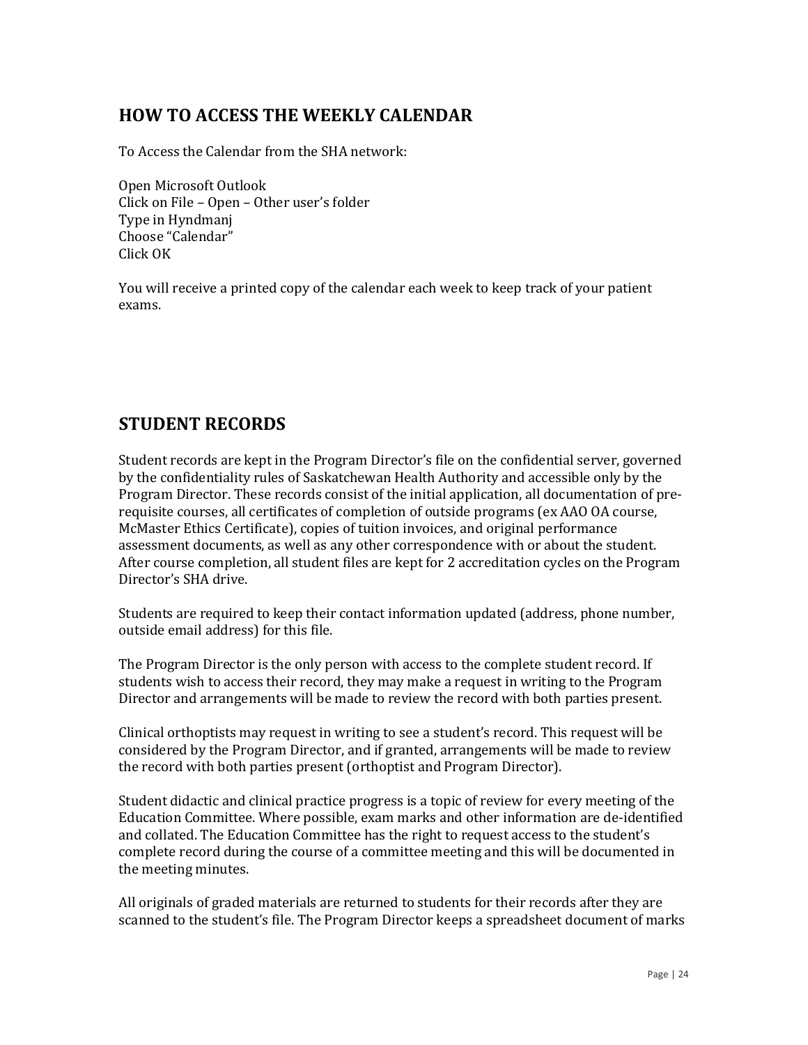## HOW TO ACCESS THE WEEKLY CALENDAR

To Access the Calendar from the SHA network:

Open Microsoft Outlook
Click on File – Open – Other user's folder
Type in Hyndmanj
Choose "Calendar"
Click OK

You will receive a printed copy of the calendar each week to keep track of your patient exams.

## STUDENT RECORDS

Student records are kept in the Program Director's file on the confidential server, governed by the confidentiality rules of Saskatchewan Health Authority and accessible only by the Program Director. These records consist of the initial application, all documentation of pre-requisite courses, all certificates of completion of outside programs (ex AAO OA course, McMaster Ethics Certificate), copies of tuition invoices, and original performance assessment documents, as well as any other correspondence with or about the student. After course completion, all student files are kept for 2 accreditation cycles on the Program Director's SHA drive.

Students are required to keep their contact information updated (address, phone number, outside email address) for this file.

The Program Director is the only person with access to the complete student record. If students wish to access their record, they may make a request in writing to the Program Director and arrangements will be made to review the record with both parties present.

Clinical orthoptists may request in writing to see a student's record. This request will be considered by the Program Director, and if granted, arrangements will be made to review the record with both parties present (orthoptist and Program Director).

Student didactic and clinical practice progress is a topic of review for every meeting of the Education Committee. Where possible, exam marks and other information are de-identified and collated. The Education Committee has the right to request access to the student's complete record during the course of a committee meeting and this will be documented in the meeting minutes.

All originals of graded materials are returned to students for their records after they are scanned to the student's file. The Program Director keeps a spreadsheet document of marks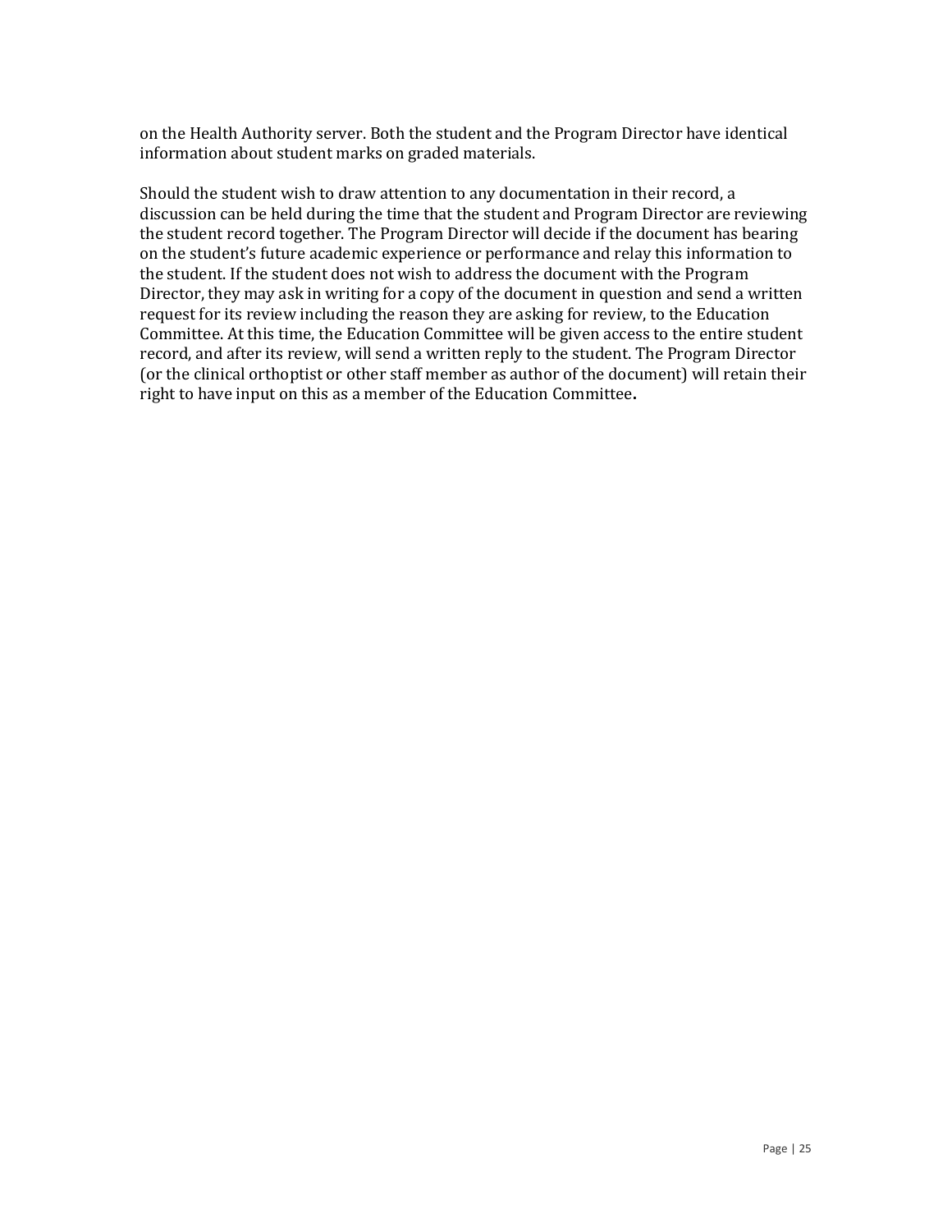on the Health Authority server. Both the student and the Program Director have identical information about student marks on graded materials.

Should the student wish to draw attention to any documentation in their record, a discussion can be held during the time that the student and Program Director are reviewing the student record together. The Program Director will decide if the document has bearing on the student's future academic experience or performance and relay this information to the student. If the student does not wish to address the document with the Program Director, they may ask in writing for a copy of the document in question and send a written request for its review including the reason they are asking for review, to the Education Committee. At this time, the Education Committee will be given access to the entire student record, and after its review, will send a written reply to the student. The Program Director (or the clinical orthoptist or other staff member as author of the document) will retain their right to have input on this as a member of the Education Committee.